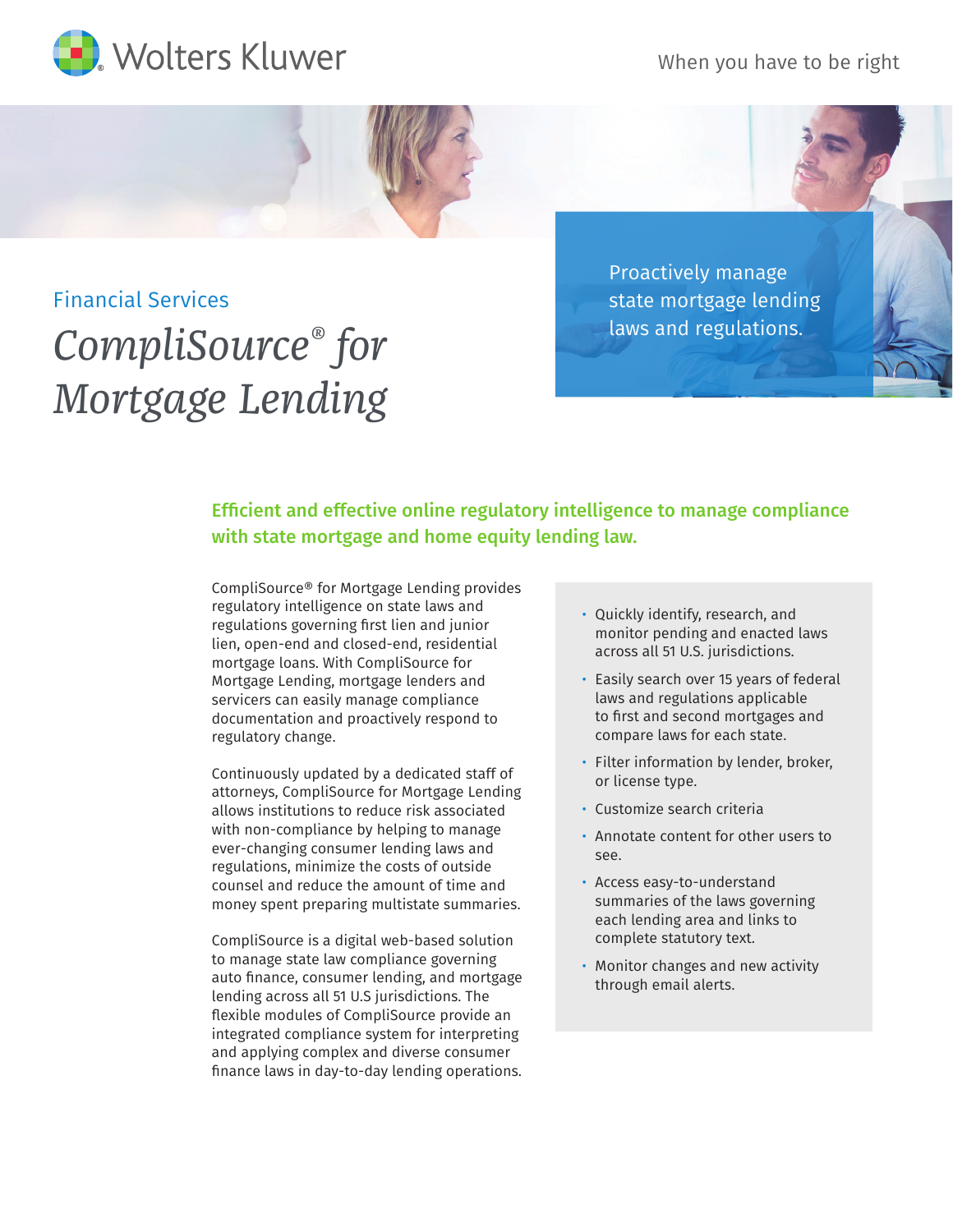Wolters Kluwer

When you have to be right

Financial Services

# *CompliSource® for Mortgage Lending*

Proactively manage state mortgage lending laws and regulations.

## Efficient and effective online regulatory intelligence to manage compliance with state mortgage and home equity lending law.

CompliSource® for Mortgage Lending provides regulatory intelligence on state laws and regulations governing first lien and junior lien, open-end and closed-end, residential mortgage loans. With CompliSource for Mortgage Lending, mortgage lenders and servicers can easily manage compliance documentation and proactively respond to regulatory change.

Continuously updated by a dedicated staff of attorneys, CompliSource for Mortgage Lending allows institutions to reduce risk associated with non-compliance by helping to manage ever-changing consumer lending laws and regulations, minimize the costs of outside counsel and reduce the amount of time and money spent preparing multistate summaries.

CompliSource is a digital web-based solution to manage state law compliance governing auto finance, consumer lending, and mortgage lending across all 51 U.S jurisdictions. The flexible modules of CompliSource provide an integrated compliance system for interpreting and applying complex and diverse consumer finance laws in day-to-day lending operations.

- Quickly identify, research, and monitor pending and enacted laws across all 51 U.S. jurisdictions.
- Easily search over 15 years of federal laws and regulations applicable to first and second mortgages and compare laws for each state.
- Filter information by lender, broker, or license type.
- Customize search criteria
- Annotate content for other users to see.
- Access easy-to-understand summaries of the laws governing each lending area and links to complete statutory text.
- Monitor changes and new activity through email alerts.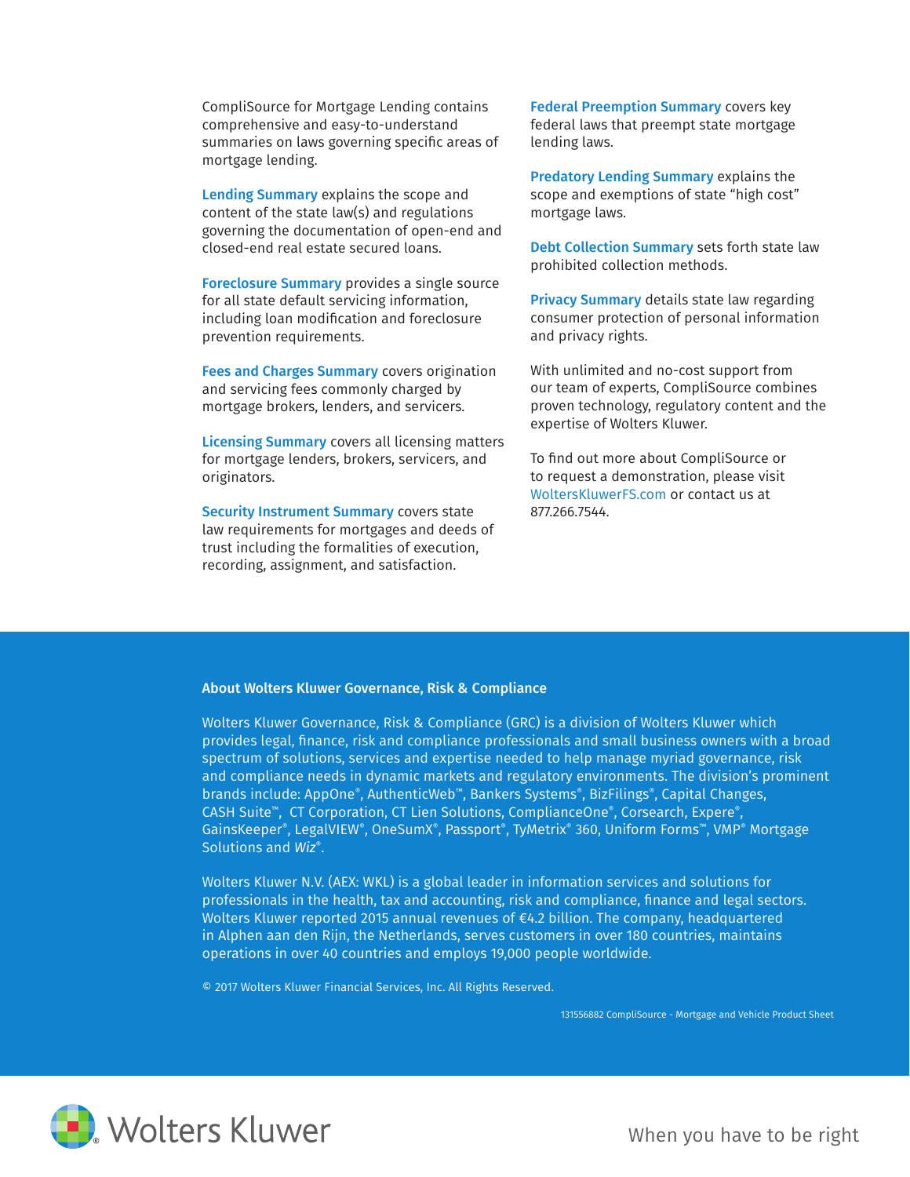CompliSource for Mortgage Lending contains comprehensive and easy-to-understand summaries on laws governing specific areas of mortgage lending.

**Lending Summary** explains the scope and content of the state law(s) and regulations governing the documentation of open-end and closed-end real estate secured loans.

**Foreclosure Summary** provides a single source for all state default servicing information, including loan modification and foreclosure prevention requirements.

**Fees and Charges Summary** covers origination and servicing fees commonly charged by mortgage brokers, lenders, and servicers.

**Licensing Summary** covers all licensing matters for mortgage lenders, brokers, servicers, and originators.

**Security Instrument Summary** covers state law requirements for mortgages and deeds of trust including the formalities of execution, recording, assignment, and satisfaction.

**Federal Preemption Summary** covers key federal laws that preempt state mortgage lending laws.

**Predatory Lending Summary** explains the scope and exemptions of state "high cost" mortgage laws.

**Debt Collection Summary** sets forth state law prohibited collection methods.

**Privacy Summary** details state law regarding consumer protection of personal information and privacy rights.

With unlimited and no-cost support from our team of experts, CompliSource combines proven technology, regulatory content and the expertise of Wolters Kluwer.

To find out more about CompliSource or to request a demonstration, please visit WoltersKluwerFS.com or contact us at 877.266.7544.

**About Wolters Kluwer Governance, Risk & Compliance**

Wolters Kluwer Governance, Risk & Compliance (GRC) is a division of Wolters Kluwer which provides legal, finance, risk and compliance professionals and small business owners with a broad spectrum of solutions, services and expertise needed to help manage myriad governance, risk and compliance needs in dynamic markets and regulatory environments. The division's prominent brands include: AppOne®, AuthenticWeb™, Bankers Systems®, BizFilings®, Capital Changes, CASH Suite™, CT Corporation, CT Lien Solutions, ComplianceOne®, Corsearch, Expere®, GainsKeeper®, LegalVIEW®, OneSumX®, Passport®, TyMetrix® 360, Uniform Forms™, VMP® Mortgage Solutions and *Wiz*®.

Wolters Kluwer N.V. (AEX: WKL) is a global leader in information services and solutions for professionals in the health, tax and accounting, risk and compliance, finance and legal sectors. Wolters Kluwer reported 2015 annual revenues of €4.2 billion. The company, headquartered in Alphen aan den Rijn, the Netherlands, serves customers in over 180 countries, maintains operations in over 40 countries and employs 19,000 people worldwide.

© 2017 Wolters Kluwer Financial Services, Inc. All Rights Reserved.

131556882 CompliSource - Mortgage and Vehicle Product Sheet

Wolters Kluwer

When you have to be right